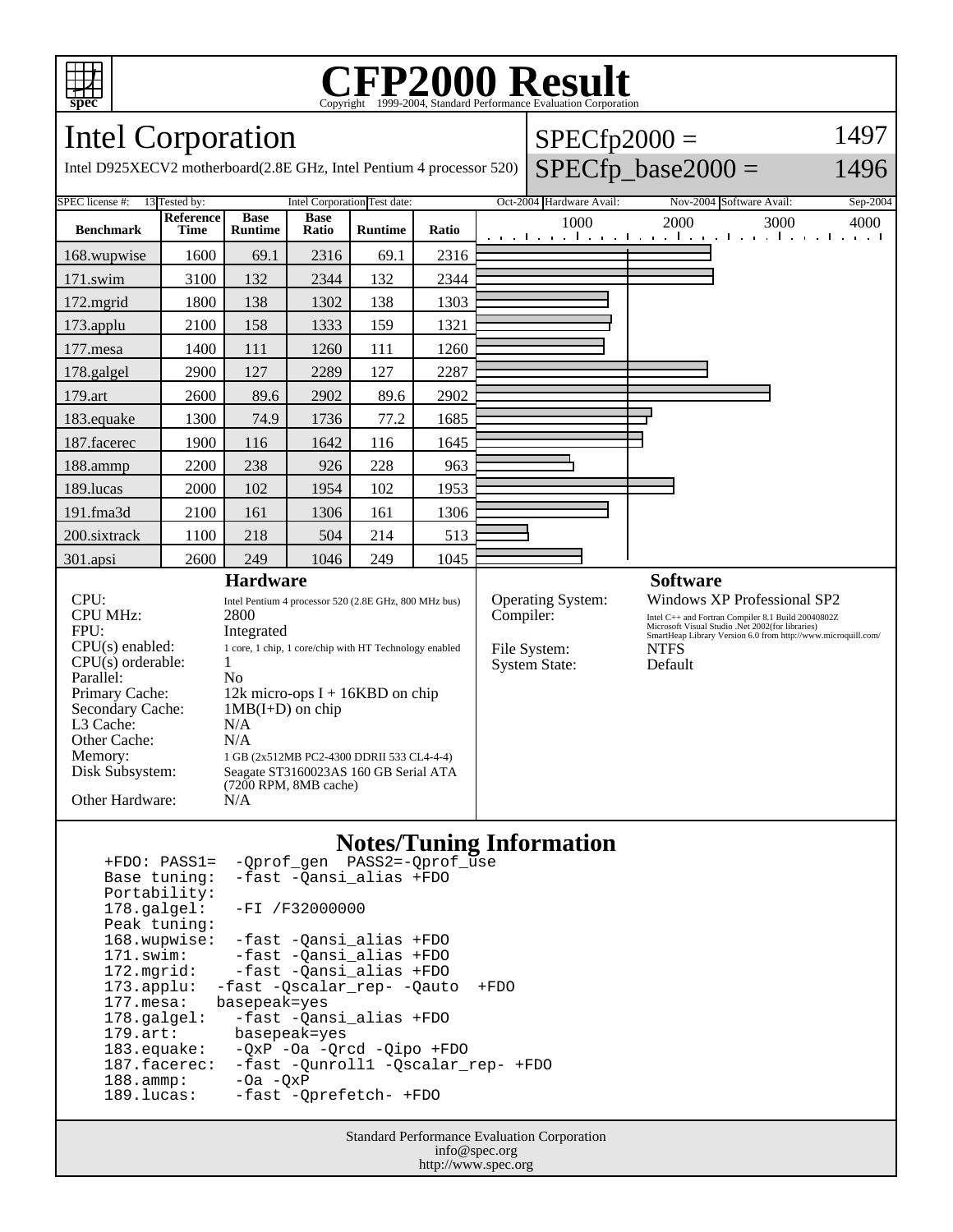# CFP2000 Result

Copyright 1999-2004, Standard Performance Evaluation Corporation

## Intel Corporation

Intel D925XECV2 motherboard(2.8E GHz, Intel Pentium 4 processor 520)

SPECfp2000 = 1497

SPECfp_base2000 = 1496

SPEC license #: 13 | Tested by: Intel Corporation | Test date: Oct-2004 | Hardware Avail: Nov-2004 | Software Avail: Sep-2004

| Benchmark | Reference Time | Base Runtime | Base Ratio | Runtime | Ratio |
|---|---|---|---|---|---|
| 168.wupwise | 1600 | 69.1 | 2316 | 69.1 | 2316 |
| 171.swim | 3100 | 132 | 2344 | 132 | 2344 |
| 172.mgrid | 1800 | 138 | 1302 | 138 | 1303 |
| 173.applu | 2100 | 158 | 1333 | 159 | 1321 |
| 177.mesa | 1400 | 111 | 1260 | 111 | 1260 |
| 178.galgel | 2900 | 127 | 2289 | 127 | 2287 |
| 179.art | 2600 | 89.6 | 2902 | 89.6 | 2902 |
| 183.equake | 1300 | 74.9 | 1736 | 77.2 | 1685 |
| 187.facerec | 1900 | 116 | 1642 | 116 | 1645 |
| 188.ammp | 2200 | 238 | 926 | 228 | 963 |
| 189.lucas | 2000 | 102 | 1954 | 102 | 1953 |
| 191.fma3d | 2100 | 161 | 1306 | 161 | 1306 |
| 200.sixtrack | 1100 | 218 | 504 | 214 | 513 |
| 301.apsi | 2600 | 249 | 1046 | 249 | 1045 |

### Hardware

| | |
|---|---|
| CPU: | Intel Pentium 4 processor 520 (2.8E GHz, 800 MHz bus) |
| CPU MHz: | 2800 |
| FPU: | Integrated |
| CPU(s) enabled: | 1 core, 1 chip, 1 core/chip with HT Technology enabled |
| CPU(s) orderable: | 1 |
| Parallel: | No |
| Primary Cache: | 12k micro-ops I + 16KBD on chip |
| Secondary Cache: | 1MB(I+D) on chip |
| L3 Cache: | N/A |
| Other Cache: | N/A |
| Memory: | 1 GB (2x512MB PC2-4300 DDRII 533 CL4-4-4) |
| Disk Subsystem: | Seagate ST3160023AS 160 GB Serial ATA (7200 RPM, 8MB cache) |
| Other Hardware: | N/A |

### Software

| | |
|---|---|
| Operating System: | Windows XP Professional SP2 |
| Compiler: | Intel C++ and Fortran Compiler 8.1 Build 20040802Z<br>Microsoft Visual Studio .Net 2002(for libraries)<br>SmartHeap Library Version 6.0 from http://www.microquill.com/ |
| File System: | NTFS |
| System State: | Default |

### Notes/Tuning Information

```
+FDO: PASS1=  -Qprof_gen  PASS2=-Qprof_use
Base tuning:  -fast -Qansi_alias +FDO
Portability:
178.galgel:   -FI /F32000000
Peak tuning:
168.wupwise:  -fast -Qansi_alias +FDO
171.swim:     -fast -Qansi_alias +FDO
172.mgrid:    -fast -Qansi_alias +FDO
173.applu:  -fast -Qscalar_rep- -Qauto  +FDO
177.mesa:   basepeak=yes
178.galgel:   -fast -Qansi_alias +FDO
179.art:      basepeak=yes
183.equake:   -QxP -Oa -Qrcd -Qipo +FDO
187.facerec:  -fast -Qunroll1 -Qscalar_rep- +FDO
188.ammp:     -Oa -QxP
189.lucas:    -fast -Qprefetch- +FDO
```

Standard Performance Evaluation Corporation
info@spec.org
http://www.spec.org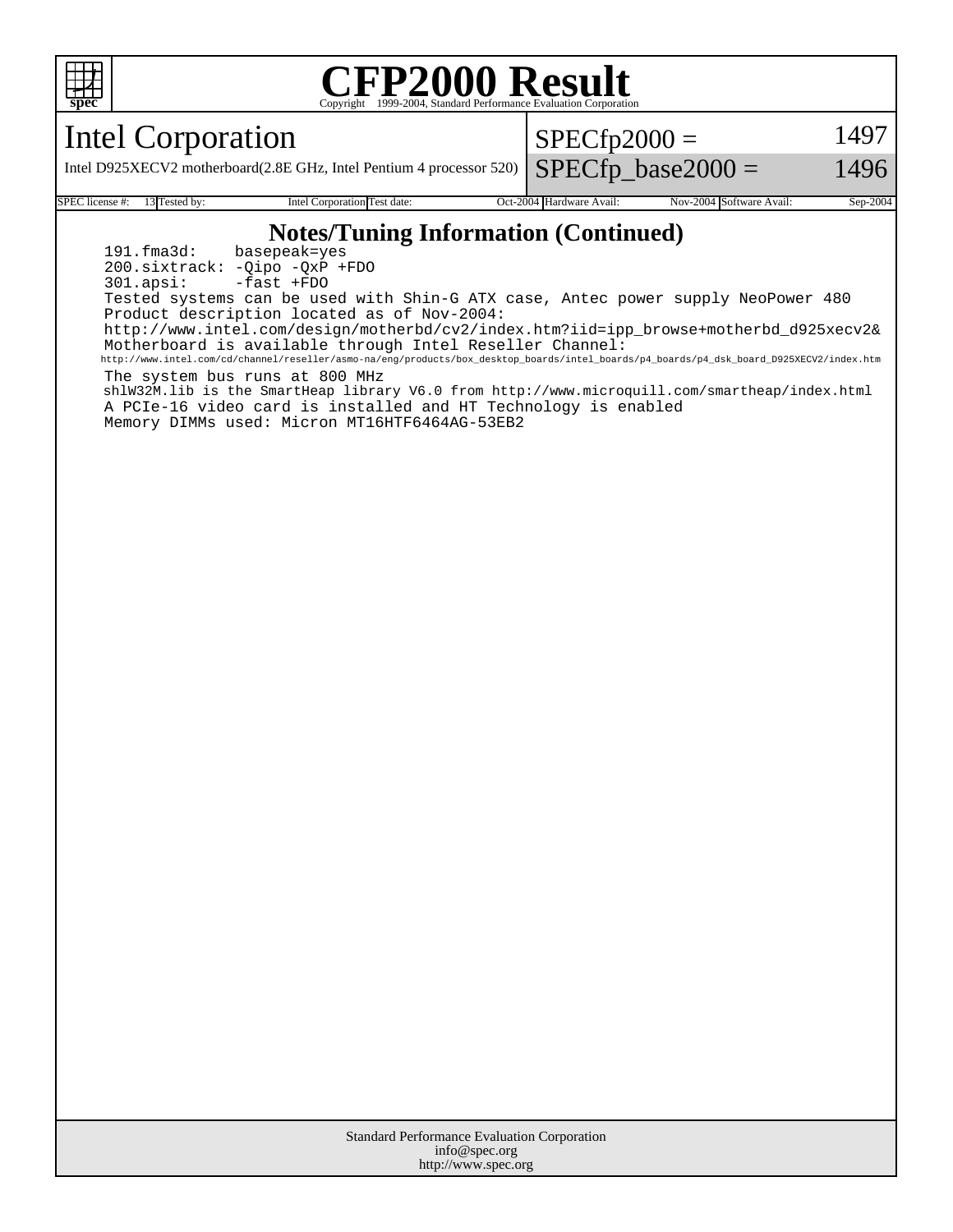# CFP2000 Result

Copyright 1999-2004, Standard Performance Evaluation Corporation

## Intel Corporation

Intel D925XECV2 motherboard(2.8E GHz, Intel Pentium 4 processor 520)

| | |
|---|---|
| SPECfp2000 = | 1497 |
| SPECfp_base2000 = | 1496 |

| SPEC license #: | 13 | Tested by: | Intel Corporation | Test date: | Oct-2004 | Hardware Avail: | Nov-2004 | Software Avail: | Sep-2004 |
|---|---|---|---|---|---|---|---|---|---|

### Notes/Tuning Information (Continued)

```
191.fma3d:    basepeak=yes
200.sixtrack: -Qipo -QxP +FDO
301.apsi:     -fast +FDO
Tested systems can be used with Shin-G ATX case, Antec power supply NeoPower 480
Product description located as of Nov-2004:
http://www.intel.com/design/motherbd/cv2/index.htm?iid=ipp_browse+motherbd_d925xecv2&
Motherboard is available through Intel Reseller Channel:
http://www.intel.com/cd/channel/reseller/asmo-na/eng/products/box_desktop_boards/intel_boards/p4_boards/p4_dsk_board_D925XECV2/index.htm
The system bus runs at 800 MHz
shlW32M.lib is the SmartHeap library V6.0 from http://www.microquill.com/smartheap/index.html
A PCIe-16 video card is installed and HT Technology is enabled
Memory DIMMs used: Micron MT16HTF6464AG-53EB2
```

Standard Performance Evaluation Corporation
info@spec.org
http://www.spec.org